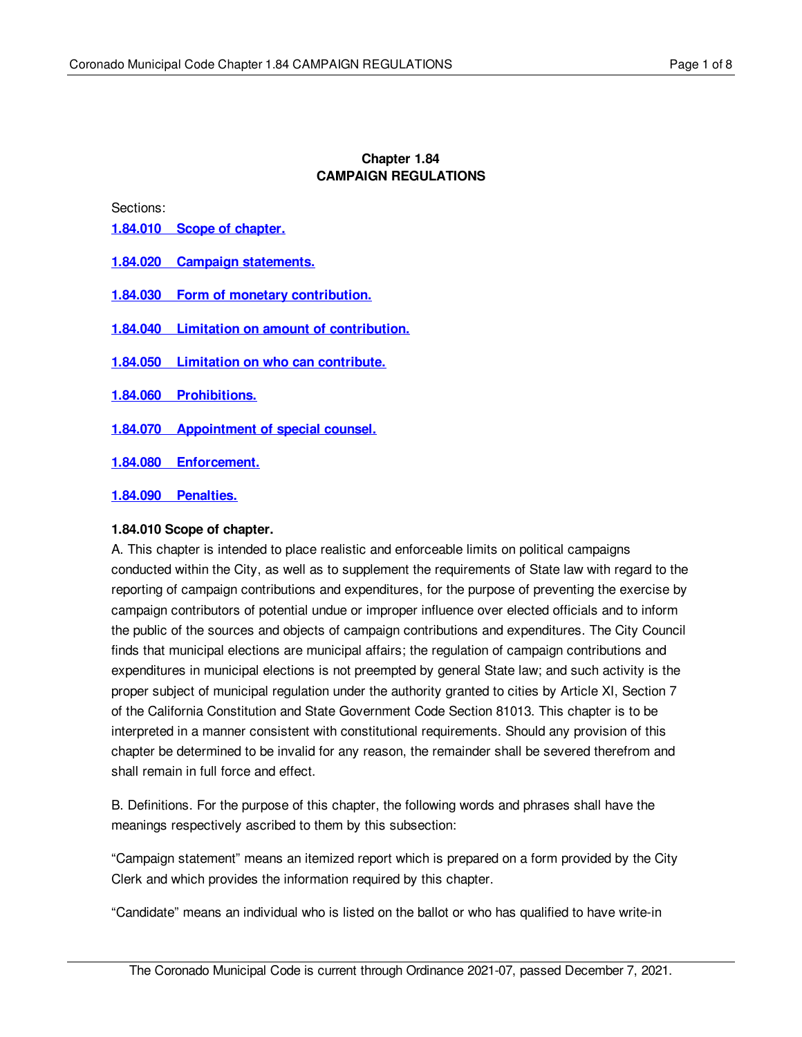# Chapter 1.84
# CAMPAIGN REGULATIONS

Sections:

**1.84.010 Scope of chapter.**

**1.84.020 Campaign statements.**

**1.84.030 Form of monetary contribution.**

**1.84.040 Limitation on amount of contribution.**

**1.84.050 Limitation on who can contribute.**

**1.84.060 Prohibitions.**

**1.84.070 Appointment of special counsel.**

**1.84.080 Enforcement.**

**1.84.090 Penalties.**

**1.84.010 Scope of chapter.**

A. This chapter is intended to place realistic and enforceable limits on political campaigns conducted within the City, as well as to supplement the requirements of State law with regard to the reporting of campaign contributions and expenditures, for the purpose of preventing the exercise by campaign contributors of potential undue or improper influence over elected officials and to inform the public of the sources and objects of campaign contributions and expenditures. The City Council finds that municipal elections are municipal affairs; the regulation of campaign contributions and expenditures in municipal elections is not preempted by general State law; and such activity is the proper subject of municipal regulation under the authority granted to cities by Article XI, Section 7 of the California Constitution and State Government Code Section 81013. This chapter is to be interpreted in a manner consistent with constitutional requirements. Should any provision of this chapter be determined to be invalid for any reason, the remainder shall be severed therefrom and shall remain in full force and effect.

B. Definitions. For the purpose of this chapter, the following words and phrases shall have the meanings respectively ascribed to them by this subsection:

“Campaign statement” means an itemized report which is prepared on a form provided by the City Clerk and which provides the information required by this chapter.

“Candidate” means an individual who is listed on the ballot or who has qualified to have write-in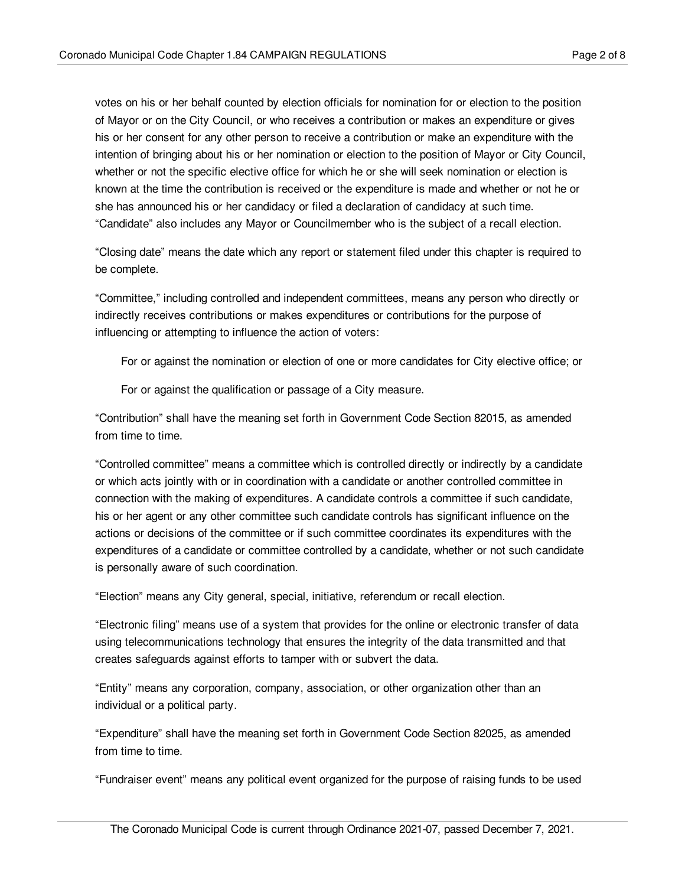votes on his or her behalf counted by election officials for nomination for or election to the position of Mayor or on the City Council, or who receives a contribution or makes an expenditure or gives his or her consent for any other person to receive a contribution or make an expenditure with the intention of bringing about his or her nomination or election to the position of Mayor or City Council, whether or not the specific elective office for which he or she will seek nomination or election is known at the time the contribution is received or the expenditure is made and whether or not he or she has announced his or her candidacy or filed a declaration of candidacy at such time. "Candidate" also includes any Mayor or Councilmember who is the subject of a recall election.

"Closing date" means the date which any report or statement filed under this chapter is required to be complete.

"Committee," including controlled and independent committees, means any person who directly or indirectly receives contributions or makes expenditures or contributions for the purpose of influencing or attempting to influence the action of voters:

For or against the nomination or election of one or more candidates for City elective office; or

For or against the qualification or passage of a City measure.

"Contribution" shall have the meaning set forth in Government Code Section 82015, as amended from time to time.

"Controlled committee" means a committee which is controlled directly or indirectly by a candidate or which acts jointly with or in coordination with a candidate or another controlled committee in connection with the making of expenditures. A candidate controls a committee if such candidate, his or her agent or any other committee such candidate controls has significant influence on the actions or decisions of the committee or if such committee coordinates its expenditures with the expenditures of a candidate or committee controlled by a candidate, whether or not such candidate is personally aware of such coordination.

"Election" means any City general, special, initiative, referendum or recall election.

"Electronic filing" means use of a system that provides for the online or electronic transfer of data using telecommunications technology that ensures the integrity of the data transmitted and that creates safeguards against efforts to tamper with or subvert the data.

"Entity" means any corporation, company, association, or other organization other than an individual or a political party.

"Expenditure" shall have the meaning set forth in Government Code Section 82025, as amended from time to time.

"Fundraiser event" means any political event organized for the purpose of raising funds to be used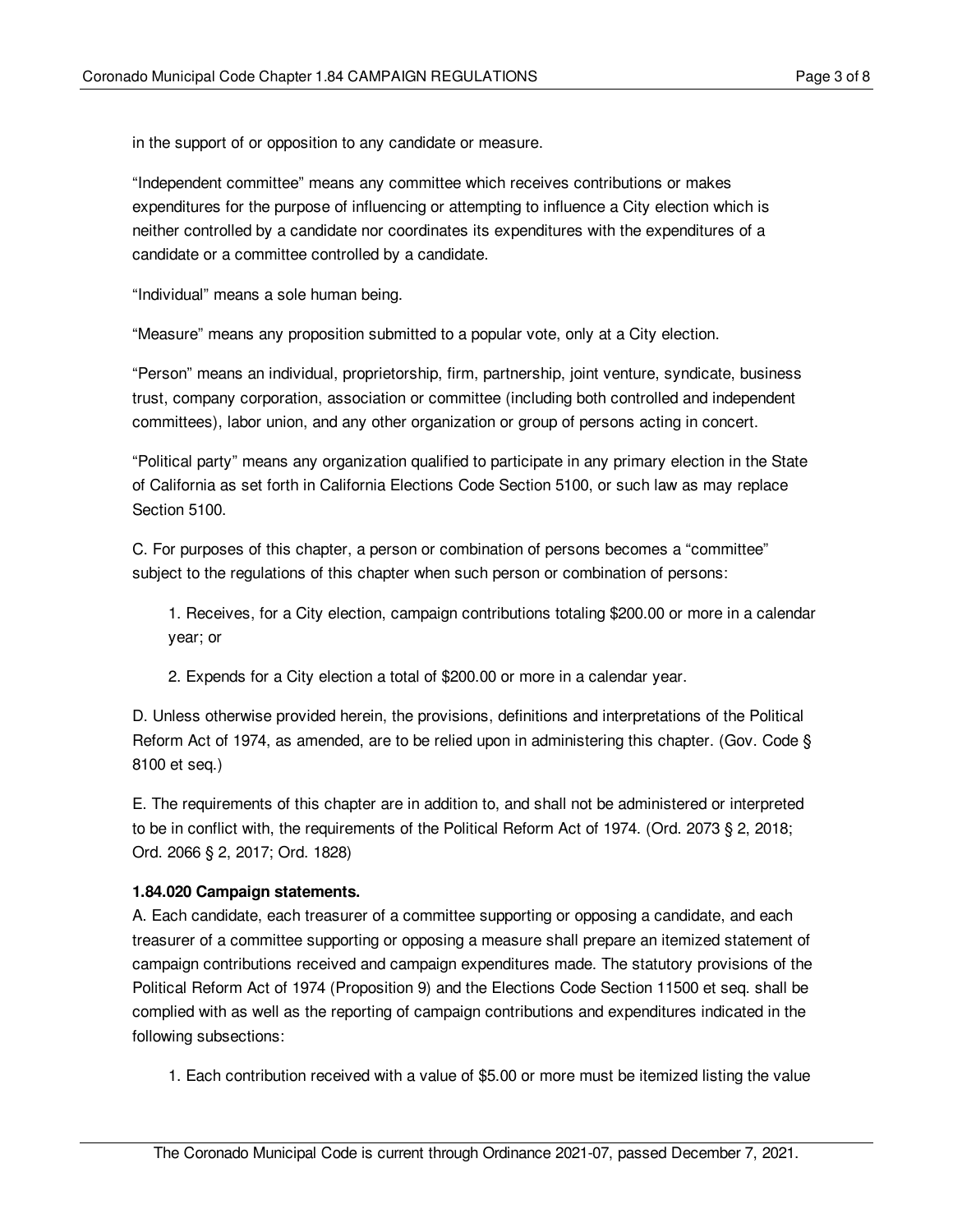in the support of or opposition to any candidate or measure.

“Independent committee” means any committee which receives contributions or makes expenditures for the purpose of influencing or attempting to influence a City election which is neither controlled by a candidate nor coordinates its expenditures with the expenditures of a candidate or a committee controlled by a candidate.

“Individual” means a sole human being.

“Measure” means any proposition submitted to a popular vote, only at a City election.

“Person” means an individual, proprietorship, firm, partnership, joint venture, syndicate, business trust, company corporation, association or committee (including both controlled and independent committees), labor union, and any other organization or group of persons acting in concert.

“Political party” means any organization qualified to participate in any primary election in the State of California as set forth in California Elections Code Section 5100, or such law as may replace Section 5100.

C. For purposes of this chapter, a person or combination of persons becomes a “committee” subject to the regulations of this chapter when such person or combination of persons:

1. Receives, for a City election, campaign contributions totaling $200.00 or more in a calendar year; or

2. Expends for a City election a total of $200.00 or more in a calendar year.

D. Unless otherwise provided herein, the provisions, definitions and interpretations of the Political Reform Act of 1974, as amended, are to be relied upon in administering this chapter. (Gov. Code § 8100 et seq.)

E. The requirements of this chapter are in addition to, and shall not be administered or interpreted to be in conflict with, the requirements of the Political Reform Act of 1974. (Ord. 2073 § 2, 2018; Ord. 2066 § 2, 2017; Ord. 1828)

**1.84.020 Campaign statements.**

A. Each candidate, each treasurer of a committee supporting or opposing a candidate, and each treasurer of a committee supporting or opposing a measure shall prepare an itemized statement of campaign contributions received and campaign expenditures made. The statutory provisions of the Political Reform Act of 1974 (Proposition 9) and the Elections Code Section 11500 et seq. shall be complied with as well as the reporting of campaign contributions and expenditures indicated in the following subsections:

1. Each contribution received with a value of $5.00 or more must be itemized listing the value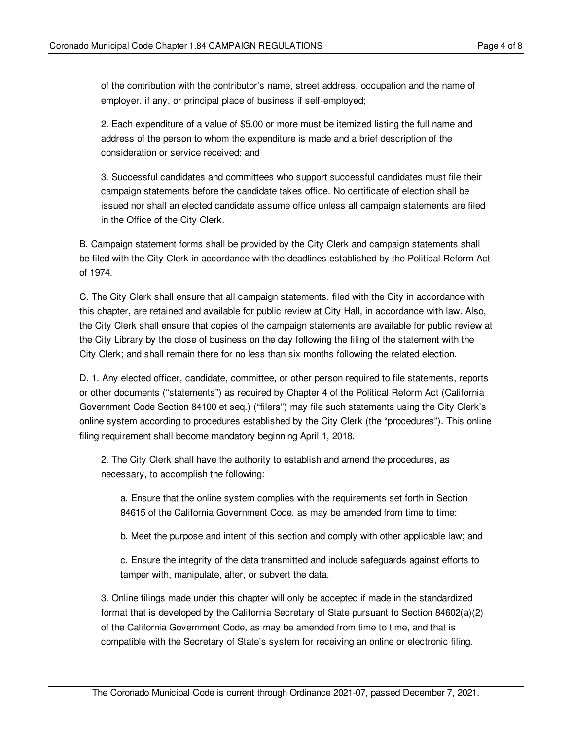of the contribution with the contributor's name, street address, occupation and the name of employer, if any, or principal place of business if self-employed;

2. Each expenditure of a value of $5.00 or more must be itemized listing the full name and address of the person to whom the expenditure is made and a brief description of the consideration or service received; and

3. Successful candidates and committees who support successful candidates must file their campaign statements before the candidate takes office. No certificate of election shall be issued nor shall an elected candidate assume office unless all campaign statements are filed in the Office of the City Clerk.

B. Campaign statement forms shall be provided by the City Clerk and campaign statements shall be filed with the City Clerk in accordance with the deadlines established by the Political Reform Act of 1974.

C. The City Clerk shall ensure that all campaign statements, filed with the City in accordance with this chapter, are retained and available for public review at City Hall, in accordance with law. Also, the City Clerk shall ensure that copies of the campaign statements are available for public review at the City Library by the close of business on the day following the filing of the statement with the City Clerk; and shall remain there for no less than six months following the related election.

D. 1. Any elected officer, candidate, committee, or other person required to file statements, reports or other documents ("statements") as required by Chapter 4 of the Political Reform Act (California Government Code Section 84100 et seq.) ("filers") may file such statements using the City Clerk's online system according to procedures established by the City Clerk (the "procedures"). This online filing requirement shall become mandatory beginning April 1, 2018.

2. The City Clerk shall have the authority to establish and amend the procedures, as necessary, to accomplish the following:

a. Ensure that the online system complies with the requirements set forth in Section 84615 of the California Government Code, as may be amended from time to time;

b. Meet the purpose and intent of this section and comply with other applicable law; and

c. Ensure the integrity of the data transmitted and include safeguards against efforts to tamper with, manipulate, alter, or subvert the data.

3. Online filings made under this chapter will only be accepted if made in the standardized format that is developed by the California Secretary of State pursuant to Section 84602(a)(2) of the California Government Code, as may be amended from time to time, and that is compatible with the Secretary of State's system for receiving an online or electronic filing.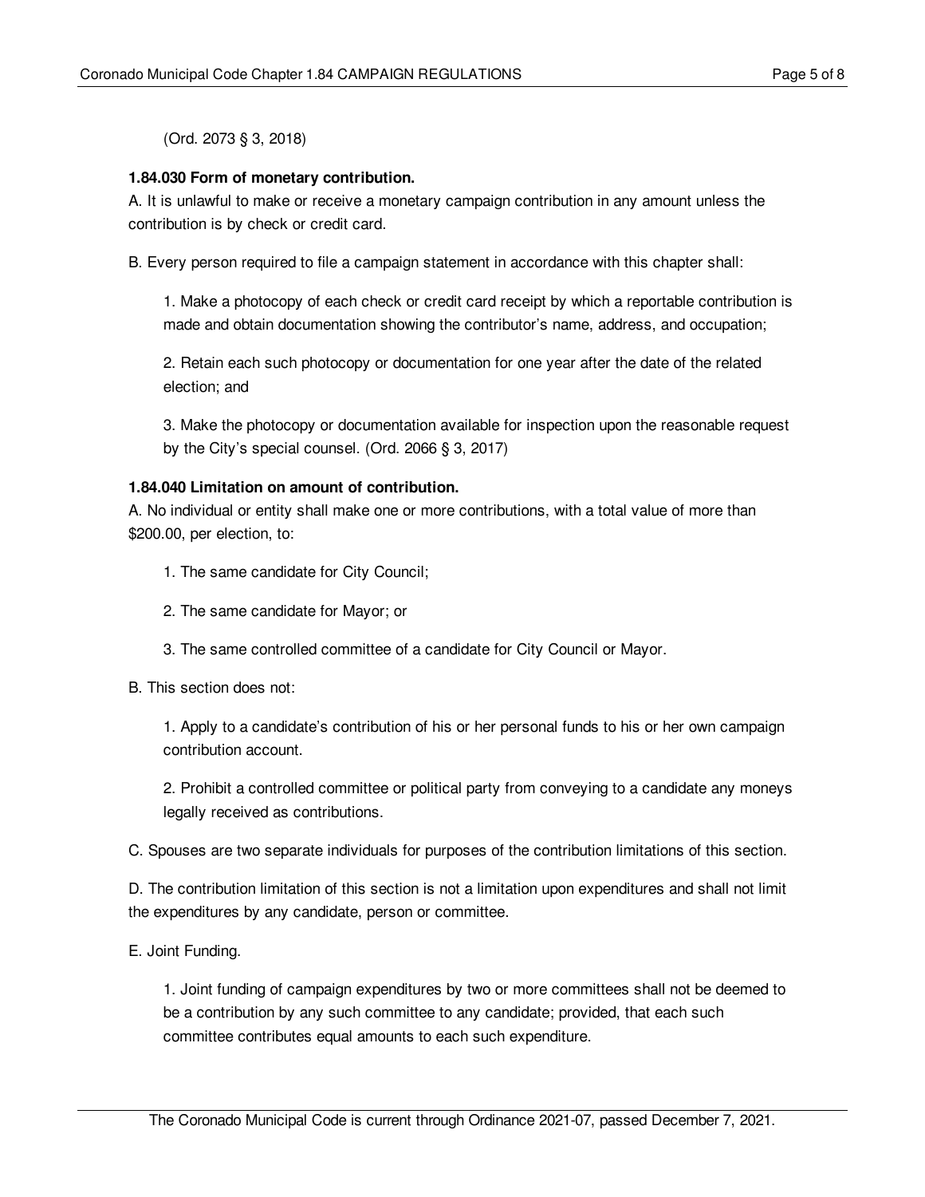(Ord. 2073 § 3, 2018)

**1.84.030 Form of monetary contribution.**

A. It is unlawful to make or receive a monetary campaign contribution in any amount unless the contribution is by check or credit card.

B. Every person required to file a campaign statement in accordance with this chapter shall:

1. Make a photocopy of each check or credit card receipt by which a reportable contribution is made and obtain documentation showing the contributor's name, address, and occupation;

2. Retain each such photocopy or documentation for one year after the date of the related election; and

3. Make the photocopy or documentation available for inspection upon the reasonable request by the City's special counsel. (Ord. 2066 § 3, 2017)

**1.84.040 Limitation on amount of contribution.**

A. No individual or entity shall make one or more contributions, with a total value of more than $200.00, per election, to:

1. The same candidate for City Council;

2. The same candidate for Mayor; or

3. The same controlled committee of a candidate for City Council or Mayor.

B. This section does not:

1. Apply to a candidate's contribution of his or her personal funds to his or her own campaign contribution account.

2. Prohibit a controlled committee or political party from conveying to a candidate any moneys legally received as contributions.

C. Spouses are two separate individuals for purposes of the contribution limitations of this section.

D. The contribution limitation of this section is not a limitation upon expenditures and shall not limit the expenditures by any candidate, person or committee.

E. Joint Funding.

1. Joint funding of campaign expenditures by two or more committees shall not be deemed to be a contribution by any such committee to any candidate; provided, that each such committee contributes equal amounts to each such expenditure.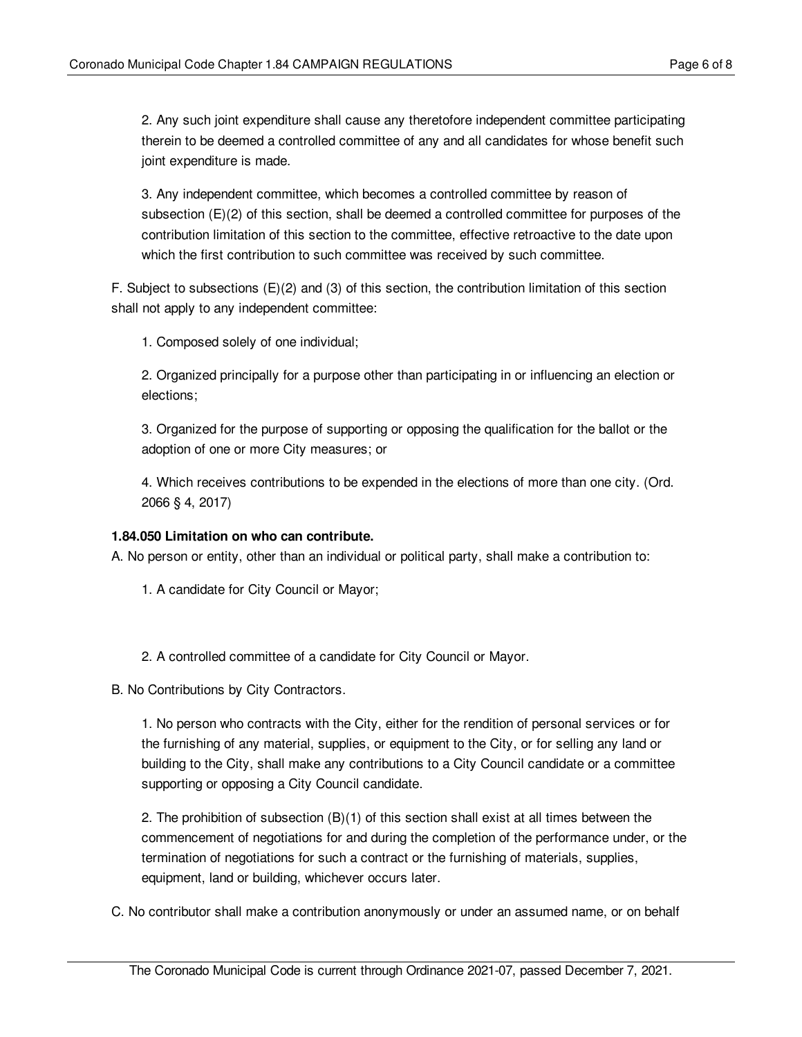2. Any such joint expenditure shall cause any theretofore independent committee participating therein to be deemed a controlled committee of any and all candidates for whose benefit such joint expenditure is made.

3. Any independent committee, which becomes a controlled committee by reason of subsection (E)(2) of this section, shall be deemed a controlled committee for purposes of the contribution limitation of this section to the committee, effective retroactive to the date upon which the first contribution to such committee was received by such committee.

F. Subject to subsections (E)(2) and (3) of this section, the contribution limitation of this section shall not apply to any independent committee:

1. Composed solely of one individual;

2. Organized principally for a purpose other than participating in or influencing an election or elections;

3. Organized for the purpose of supporting or opposing the qualification for the ballot or the adoption of one or more City measures; or

4. Which receives contributions to be expended in the elections of more than one city. (Ord. 2066 § 4, 2017)

**1.84.050 Limitation on who can contribute.**

A. No person or entity, other than an individual or political party, shall make a contribution to:

1. A candidate for City Council or Mayor;

2. A controlled committee of a candidate for City Council or Mayor.

B. No Contributions by City Contractors.

1. No person who contracts with the City, either for the rendition of personal services or for the furnishing of any material, supplies, or equipment to the City, or for selling any land or building to the City, shall make any contributions to a City Council candidate or a committee supporting or opposing a City Council candidate.

2. The prohibition of subsection (B)(1) of this section shall exist at all times between the commencement of negotiations for and during the completion of the performance under, or the termination of negotiations for such a contract or the furnishing of materials, supplies, equipment, land or building, whichever occurs later.

C. No contributor shall make a contribution anonymously or under an assumed name, or on behalf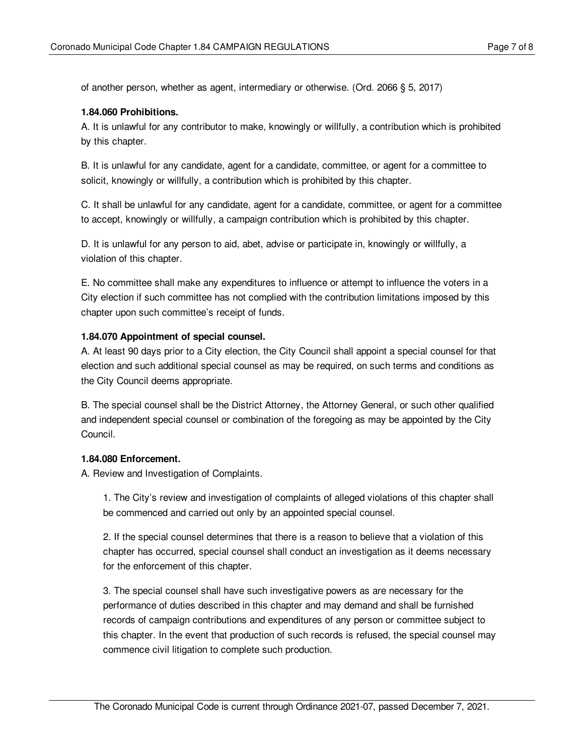of another person, whether as agent, intermediary or otherwise. (Ord. 2066 § 5, 2017)

**1.84.060 Prohibitions.**

A. It is unlawful for any contributor to make, knowingly or willfully, a contribution which is prohibited by this chapter.

B. It is unlawful for any candidate, agent for a candidate, committee, or agent for a committee to solicit, knowingly or willfully, a contribution which is prohibited by this chapter.

C. It shall be unlawful for any candidate, agent for a candidate, committee, or agent for a committee to accept, knowingly or willfully, a campaign contribution which is prohibited by this chapter.

D. It is unlawful for any person to aid, abet, advise or participate in, knowingly or willfully, a violation of this chapter.

E. No committee shall make any expenditures to influence or attempt to influence the voters in a City election if such committee has not complied with the contribution limitations imposed by this chapter upon such committee's receipt of funds.

**1.84.070 Appointment of special counsel.**

A. At least 90 days prior to a City election, the City Council shall appoint a special counsel for that election and such additional special counsel as may be required, on such terms and conditions as the City Council deems appropriate.

B. The special counsel shall be the District Attorney, the Attorney General, or such other qualified and independent special counsel or combination of the foregoing as may be appointed by the City Council.

**1.84.080 Enforcement.**

A. Review and Investigation of Complaints.

1. The City's review and investigation of complaints of alleged violations of this chapter shall be commenced and carried out only by an appointed special counsel.

2. If the special counsel determines that there is a reason to believe that a violation of this chapter has occurred, special counsel shall conduct an investigation as it deems necessary for the enforcement of this chapter.

3. The special counsel shall have such investigative powers as are necessary for the performance of duties described in this chapter and may demand and shall be furnished records of campaign contributions and expenditures of any person or committee subject to this chapter. In the event that production of such records is refused, the special counsel may commence civil litigation to complete such production.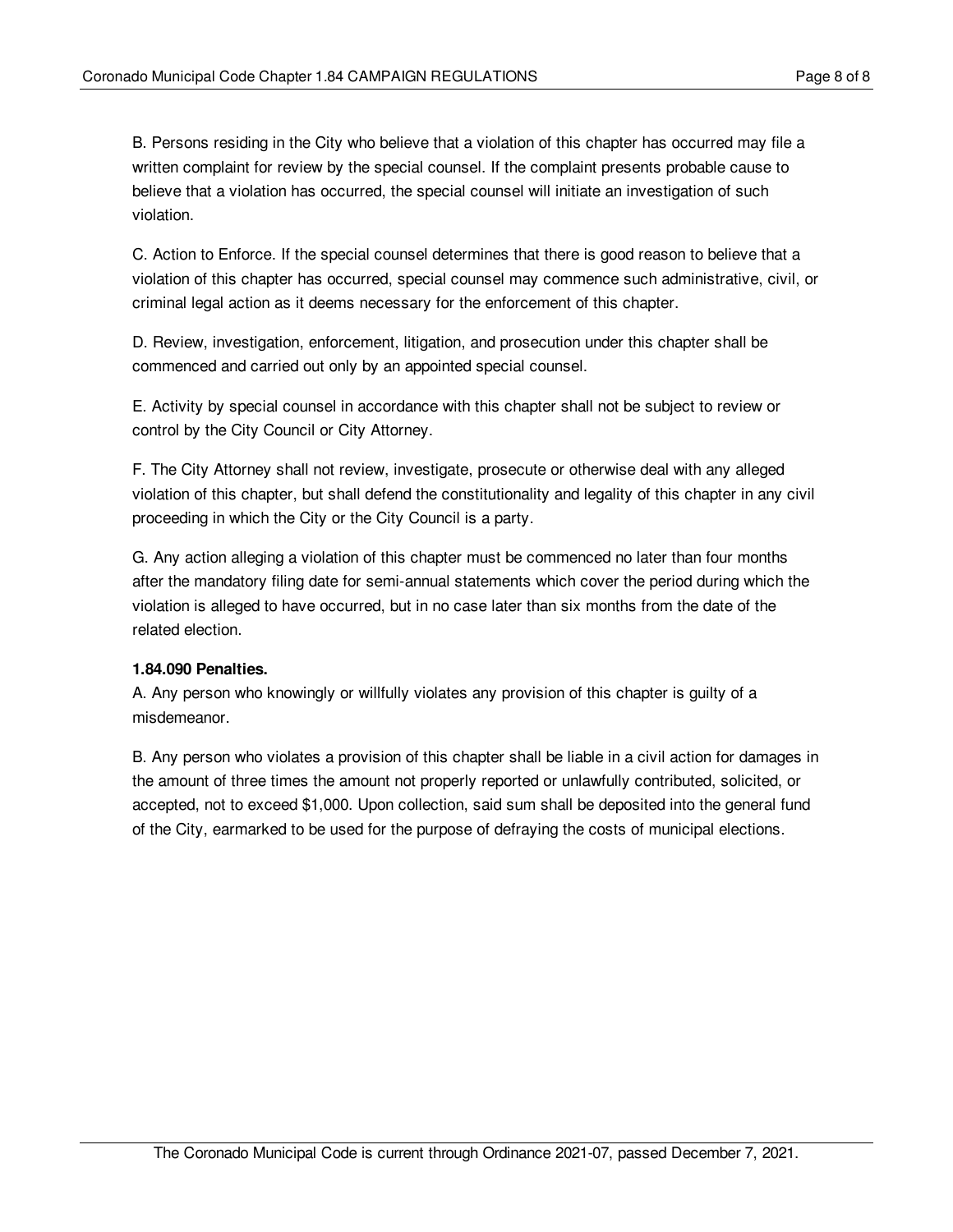B. Persons residing in the City who believe that a violation of this chapter has occurred may file a written complaint for review by the special counsel. If the complaint presents probable cause to believe that a violation has occurred, the special counsel will initiate an investigation of such violation.

C. Action to Enforce. If the special counsel determines that there is good reason to believe that a violation of this chapter has occurred, special counsel may commence such administrative, civil, or criminal legal action as it deems necessary for the enforcement of this chapter.

D. Review, investigation, enforcement, litigation, and prosecution under this chapter shall be commenced and carried out only by an appointed special counsel.

E. Activity by special counsel in accordance with this chapter shall not be subject to review or control by the City Council or City Attorney.

F. The City Attorney shall not review, investigate, prosecute or otherwise deal with any alleged violation of this chapter, but shall defend the constitutionality and legality of this chapter in any civil proceeding in which the City or the City Council is a party.

G. Any action alleging a violation of this chapter must be commenced no later than four months after the mandatory filing date for semi-annual statements which cover the period during which the violation is alleged to have occurred, but in no case later than six months from the date of the related election.

**1.84.090 Penalties.**

A. Any person who knowingly or willfully violates any provision of this chapter is guilty of a misdemeanor.

B. Any person who violates a provision of this chapter shall be liable in a civil action for damages in the amount of three times the amount not properly reported or unlawfully contributed, solicited, or accepted, not to exceed $1,000. Upon collection, said sum shall be deposited into the general fund of the City, earmarked to be used for the purpose of defraying the costs of municipal elections.

The Coronado Municipal Code is current through Ordinance 2021-07, passed December 7, 2021.